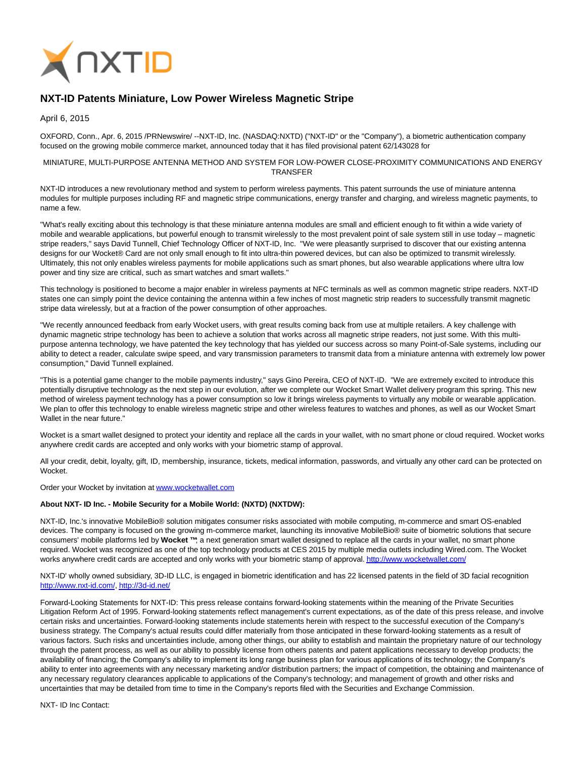# NXT-ID Patents Miniature, Low Power Wireless Magnetic Stripe

April 6, 2015

OXFORD, Conn., Apr. 6, 2015 /PRNewswire/ --NXT-ID, Inc. (NASDAQ:NXTD) ("NXT-ID" or the "Company"), a biometric authentication company focused on the growing mobile commerce market, announced today that it has filed provisional patent 62/143028 for

MINIATURE, MULTI-PURPOSE ANTENNA METHOD AND SYSTEM FOR LOW-POWER CLOSE-PROXIMITY COMMUNICATIONS AND ENERGY TRANSFER

NXT-ID introduces a new revolutionary method and system to perform wireless payments. This patent surrounds the use of miniature antenna modules for multiple purposes including RF and magnetic stripe communications, energy transfer and charging, and wireless magnetic payments, to name a few.

"What's really exciting about this technology is that these miniature antenna modules are small and efficient enough to fit within a wide variety of mobile and wearable applications, but powerful enough to transmit wirelessly to the most prevalent point of sale system still in use today – magnetic stripe readers," says David Tunnell, Chief Technology Officer of NXT-ID, Inc. "We were pleasantly surprised to discover that our existing antenna designs for our Wocket® Card are not only small enough to fit into ultra-thin powered devices, but can also be optimized to transmit wirelessly. Ultimately, this not only enables wireless payments for mobile applications such as smart phones, but also wearable applications where ultra low power and tiny size are critical, such as smart watches and smart wallets."

This technology is positioned to become a major enabler in wireless payments at NFC terminals as well as common magnetic stripe readers. NXT-ID states one can simply point the device containing the antenna within a few inches of most magnetic strip readers to successfully transmit magnetic stripe data wirelessly, but at a fraction of the power consumption of other approaches.

"We recently announced feedback from early Wocket users, with great results coming back from use at multiple retailers. A key challenge with dynamic magnetic stripe technology has been to achieve a solution that works across all magnetic stripe readers, not just some. With this multi-purpose antenna technology, we have patented the key technology that has yielded our success across so many Point-of-Sale systems, including our ability to detect a reader, calculate swipe speed, and vary transmission parameters to transmit data from a miniature antenna with extremely low power consumption," David Tunnell explained.

"This is a potential game changer to the mobile payments industry," says Gino Pereira, CEO of NXT-ID. "We are extremely excited to introduce this potentially disruptive technology as the next step in our evolution, after we complete our Wocket Smart Wallet delivery program this spring. This new method of wireless payment technology has a power consumption so low it brings wireless payments to virtually any mobile or wearable application. We plan to offer this technology to enable wireless magnetic stripe and other wireless features to watches and phones, as well as our Wocket Smart Wallet in the near future."

Wocket is a smart wallet designed to protect your identity and replace all the cards in your wallet, with no smart phone or cloud required. Wocket works anywhere credit cards are accepted and only works with your biometric stamp of approval.

All your credit, debit, loyalty, gift, ID, membership, insurance, tickets, medical information, passwords, and virtually any other card can be protected on Wocket.

Order your Wocket by invitation at [www.wocketwallet.com](http://www.wocketwallet.com)

**About NXT- ID Inc. - Mobile Security for a Mobile World: (NXTD) (NXTDW):**

NXT-ID, Inc.'s innovative MobileBio® solution mitigates consumer risks associated with mobile computing, m-commerce and smart OS-enabled devices. The company is focused on the growing m-commerce market, launching its innovative MobileBio® suite of biometric solutions that secure consumers' mobile platforms led by **Wocket ™**; a next generation smart wallet designed to replace all the cards in your wallet, no smart phone required. Wocket was recognized as one of the top technology products at CES 2015 by multiple media outlets including Wired.com. The Wocket works anywhere credit cards are accepted and only works with your biometric stamp of approval. [http://www.wocketwallet.com/](http://www.wocketwallet.com/)

NXT-ID' wholly owned subsidiary, 3D-ID LLC, is engaged in biometric identification and has 22 licensed patents in the field of 3D facial recognition [http://www.nxt-id.com/](http://www.nxt-id.com/), [http://3d-id.net/](http://3d-id.net/)

Forward-Looking Statements for NXT-ID: This press release contains forward-looking statements within the meaning of the Private Securities Litigation Reform Act of 1995. Forward-looking statements reflect management's current expectations, as of the date of this press release, and involve certain risks and uncertainties. Forward-looking statements include statements herein with respect to the successful execution of the Company's business strategy. The Company's actual results could differ materially from those anticipated in these forward-looking statements as a result of various factors. Such risks and uncertainties include, among other things, our ability to establish and maintain the proprietary nature of our technology through the patent process, as well as our ability to possibly license from others patents and patent applications necessary to develop products; the availability of financing; the Company's ability to implement its long range business plan for various applications of its technology; the Company's ability to enter into agreements with any necessary marketing and/or distribution partners; the impact of competition, the obtaining and maintenance of any necessary regulatory clearances applicable to applications of the Company's technology; and management of growth and other risks and uncertainties that may be detailed from time to time in the Company's reports filed with the Securities and Exchange Commission.

NXT- ID Inc Contact: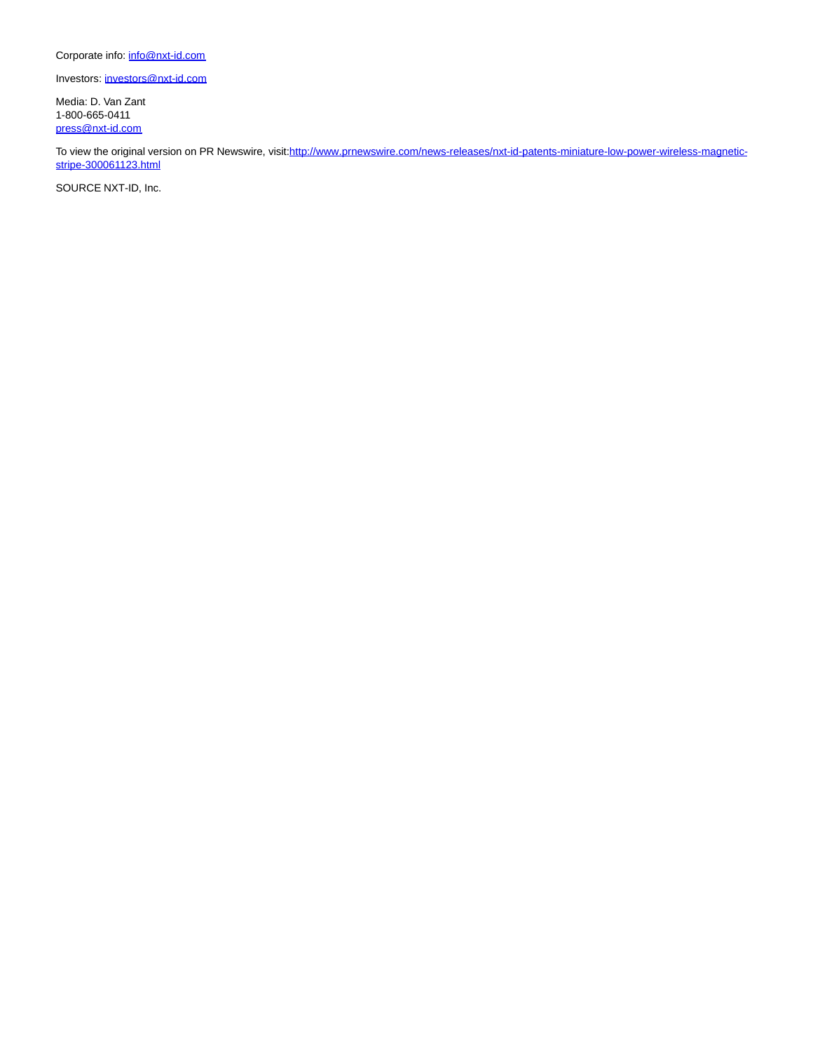Corporate info: info@nxt-id.com

Investors: investors@nxt-id.com

Media: D. Van Zant
1-800-665-0411
press@nxt-id.com

To view the original version on PR Newswire, visit:http://www.prnewswire.com/news-releases/nxt-id-patents-miniature-low-power-wireless-magnetic-stripe-300061123.html

SOURCE NXT-ID, Inc.